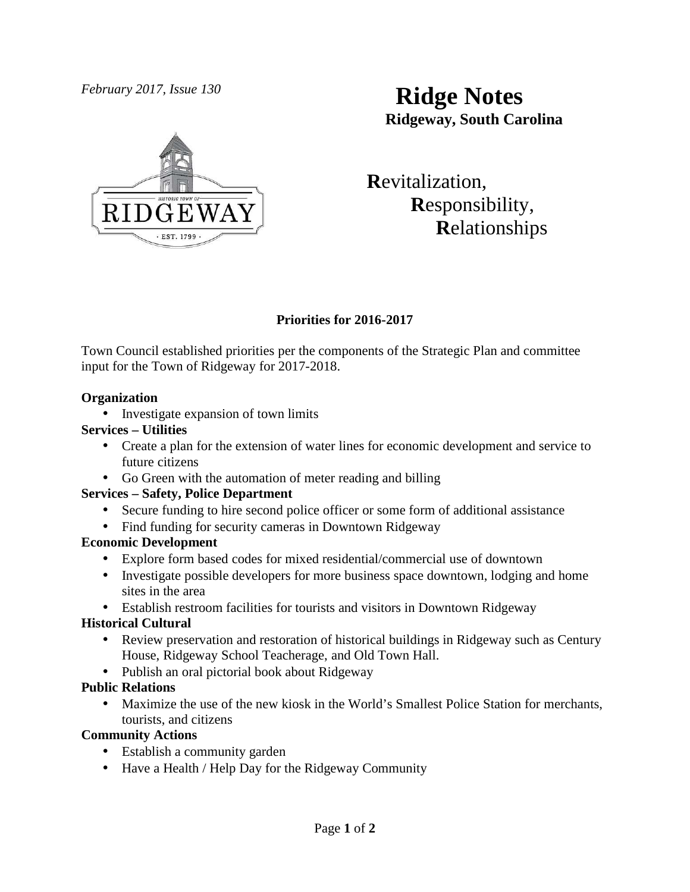*February 2017, Issue 130*

# Ridge Notes

**Ridgeway, South Carolina**

**R**evitalization,
**R**esponsibility,
**R**elationships

## Priorities for 2016-2017

Town Council established priorities per the components of the Strategic Plan and committee input for the Town of Ridgeway for 2017-2018.

**Organization**

- Investigate expansion of town limits

**Services – Utilities**

- Create a plan for the extension of water lines for economic development and service to future citizens
- Go Green with the automation of meter reading and billing

**Services – Safety, Police Department**

- Secure funding to hire second police officer or some form of additional assistance
- Find funding for security cameras in Downtown Ridgeway

**Economic Development**

- Explore form based codes for mixed residential/commercial use of downtown
- Investigate possible developers for more business space downtown, lodging and home sites in the area
- Establish restroom facilities for tourists and visitors in Downtown Ridgeway

**Historical Cultural**

- Review preservation and restoration of historical buildings in Ridgeway such as Century House, Ridgeway School Teacherage, and Old Town Hall.
- Publish an oral pictorial book about Ridgeway

**Public Relations**

- Maximize the use of the new kiosk in the World's Smallest Police Station for merchants, tourists, and citizens

**Community Actions**

- Establish a community garden
- Have a Health / Help Day for the Ridgeway Community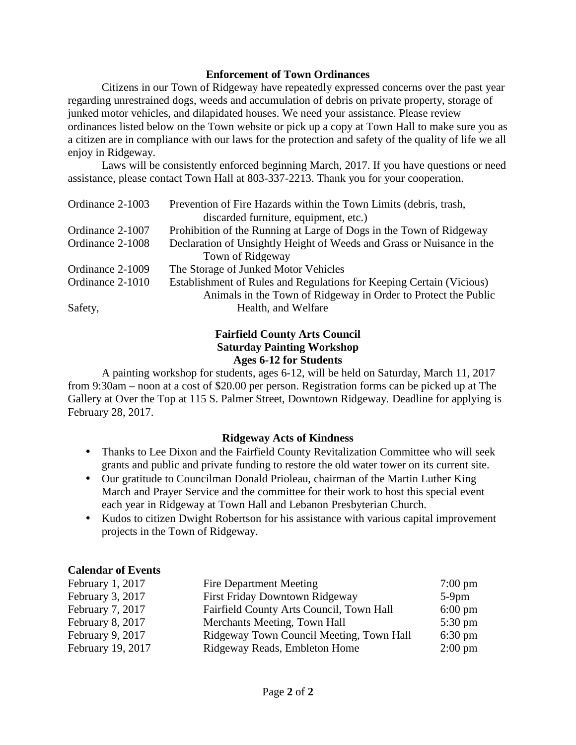**Enforcement of Town Ordinances**

Citizens in our Town of Ridgeway have repeatedly expressed concerns over the past year regarding unrestrained dogs, weeds and accumulation of debris on private property, storage of junked motor vehicles, and dilapidated houses. We need your assistance. Please review ordinances listed below on the Town website or pick up a copy at Town Hall to make sure you as a citizen are in compliance with our laws for the protection and safety of the quality of life we all enjoy in Ridgeway.

Laws will be consistently enforced beginning March, 2017. If you have questions or need assistance, please contact Town Hall at 803-337-2213. Thank you for your cooperation.

| | |
|---|---|
| Ordinance 2-1003 | Prevention of Fire Hazards within the Town Limits (debris, trash, discarded furniture, equipment, etc.) |
| Ordinance 2-1007 | Prohibition of the Running at Large of Dogs in the Town of Ridgeway |
| Ordinance 2-1008 | Declaration of Unsightly Height of Weeds and Grass or Nuisance in the Town of Ridgeway |
| Ordinance 2-1009 | The Storage of Junked Motor Vehicles |
| Ordinance 2-1010 | Establishment of Rules and Regulations for Keeping Certain (Vicious) Animals in the Town of Ridgeway in Order to Protect the Public Safety, Health, and Welfare |

**Fairfield County Arts Council**
**Saturday Painting Workshop**
**Ages 6-12 for Students**

A painting workshop for students, ages 6-12, will be held on Saturday, March 11, 2017 from 9:30am – noon at a cost of $20.00 per person. Registration forms can be picked up at The Gallery at Over the Top at 115 S. Palmer Street, Downtown Ridgeway. Deadline for applying is February 28, 2017.

**Ridgeway Acts of Kindness**

- Thanks to Lee Dixon and the Fairfield County Revitalization Committee who will seek grants and public and private funding to restore the old water tower on its current site.
- Our gratitude to Councilman Donald Prioleau, chairman of the Martin Luther King March and Prayer Service and the committee for their work to host this special event each year in Ridgeway at Town Hall and Lebanon Presbyterian Church.
- Kudos to citizen Dwight Robertson for his assistance with various capital improvement projects in the Town of Ridgeway.

**Calendar of Events**

| | | |
|---|---|---|
| February 1, 2017 | Fire Department Meeting | 7:00 pm |
| February 3, 2017 | First Friday Downtown Ridgeway | 5-9pm |
| February 7, 2017 | Fairfield County Arts Council, Town Hall | 6:00 pm |
| February 8, 2017 | Merchants Meeting, Town Hall | 5:30 pm |
| February 9, 2017 | Ridgeway Town Council Meeting, Town Hall | 6:30 pm |
| February 19, 2017 | Ridgeway Reads, Embleton Home | 2:00 pm |